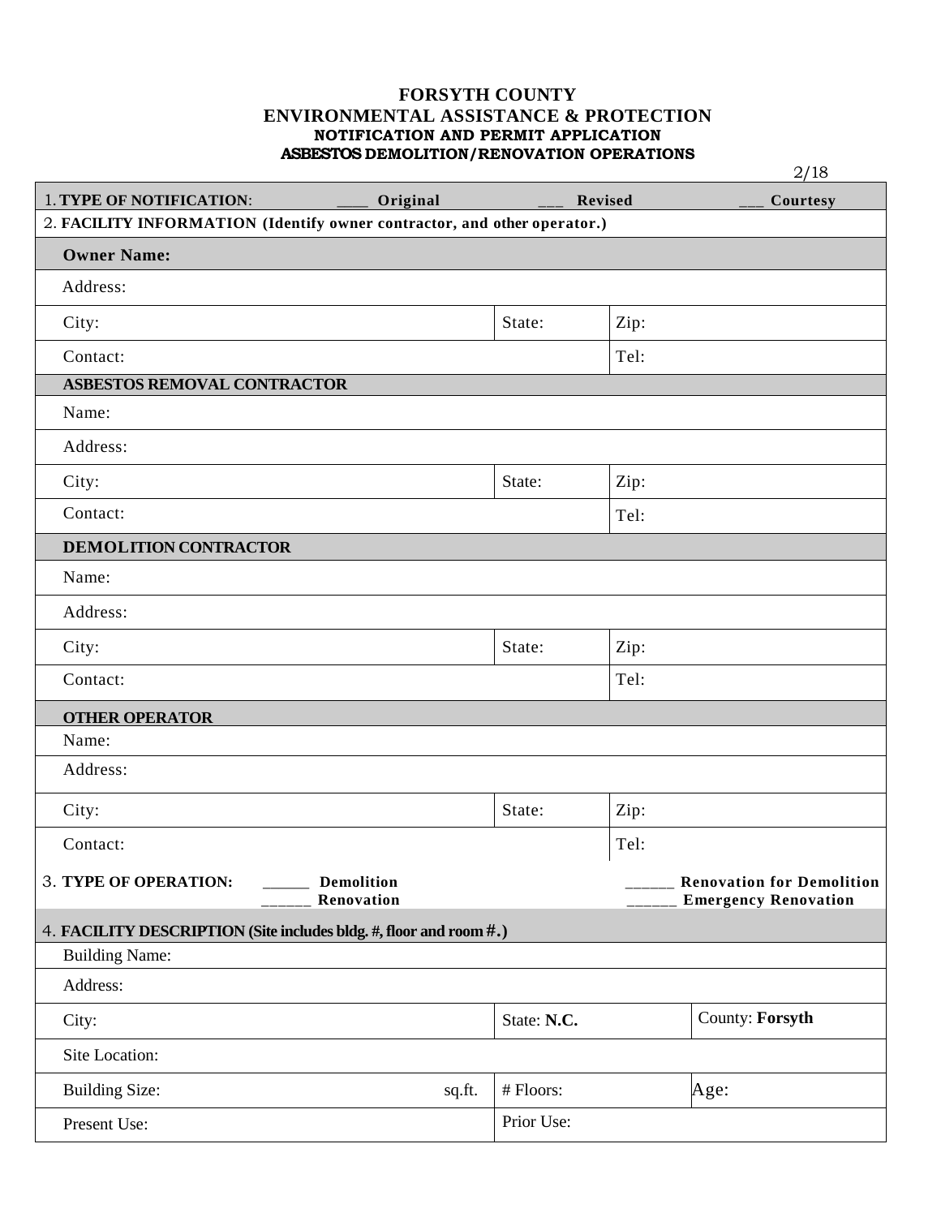# FORSYTH COUNTY
# ENVIRONMENTAL ASSISTANCE & PROTECTION
## NOTIFICATION AND PERMIT APPLICATION
## ASBESTOS DEMOLITION/RENOVATION OPERATIONS

2/18

| | | | |
|---|---|---|---|
| 1. **TYPE OF NOTIFICATION**: ____ **Original** | ___ **Revised** | | ___ **Courtesy** |
| 2. **FACILITY INFORMATION (Identify owner contractor, and other operator.)** | | | |
| **Owner Name:** | | | |
| Address: | | | |
| City: | State: | Zip: | |
| Contact: | | Tel: | |
| **ASBESTOS REMOVAL CONTRACTOR** | | | |
| Name: | | | |
| Address: | | | |
| City: | State: | Zip: | |
| Contact: | | Tel: | |
| **DEMOLITION CONTRACTOR** | | | |
| Name: | | | |
| Address: | | | |
| City: | State: | Zip: | |
| Contact: | | Tel: | |
| **OTHER OPERATOR** | | | |
| Name: | | | |
| Address: | | | |
| City: | State: | Zip: | |
| Contact: | | Tel: | |
| 3. **TYPE OF OPERATION:** ______ **Demolition** ______ **Renovation** | | ______ **Renovation for Demolition** ______ **Emergency Renovation** | |
| 4. **FACILITY DESCRIPTION (Site includes bldg. #, floor and room #.)** | | | |
| Building Name: | | | |
| Address: | | | |
| City: | State: **N.C.** | | County: **Forsyth** |
| Site Location: | | | |
| Building Size: sq.ft. | # Floors: | | Age: |
| Present Use: | Prior Use: | | |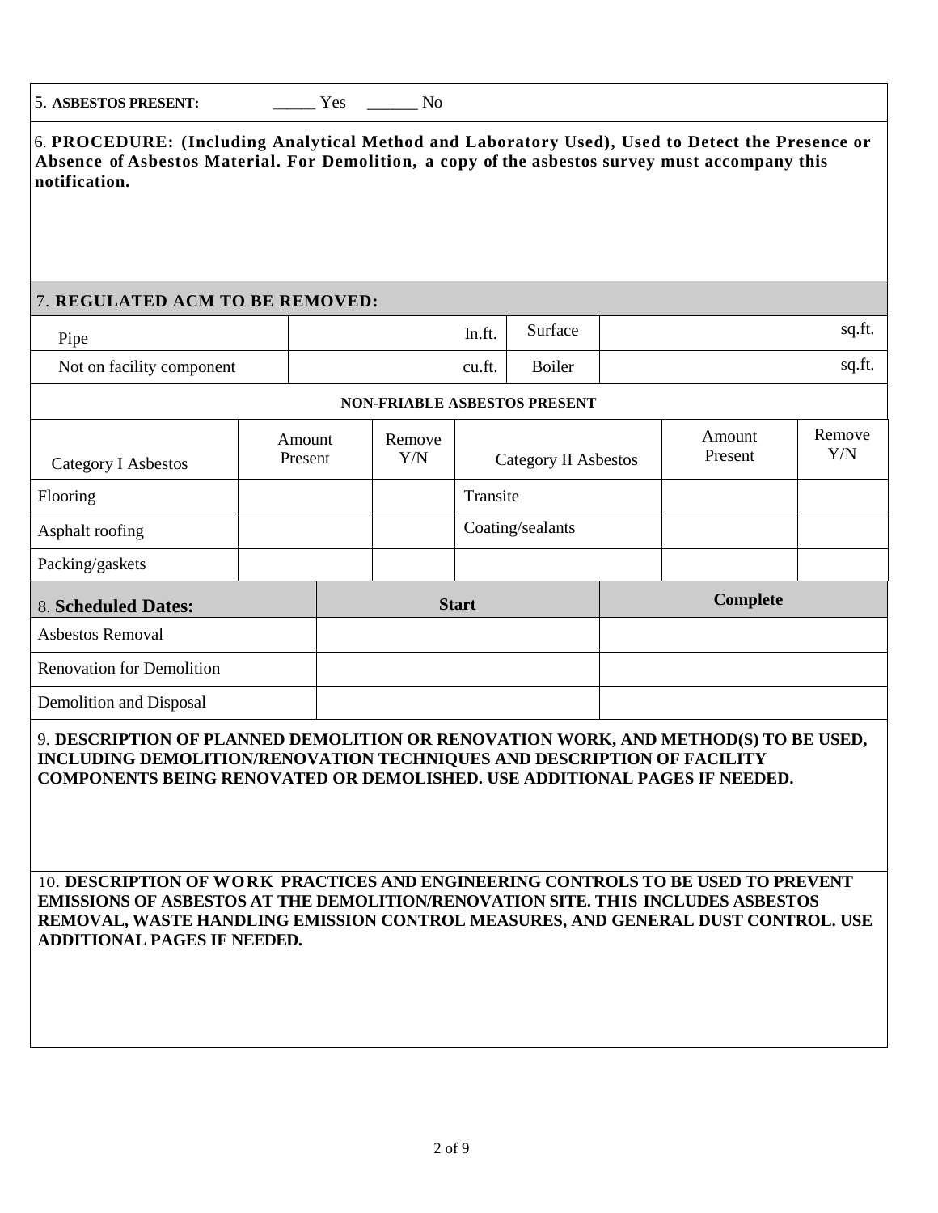5. **ASBESTOS PRESENT:** _____ Yes ______ No

6. **PROCEDURE: (Including Analytical Method and Laboratory Used), Used to Detect the Presence or Absence of Asbestos Material. For Demolition, a copy of the asbestos survey must accompany this notification.**

7. **REGULATED ACM TO BE REMOVED:**

| | | | | | |
|---|---|---|---|---|---|
| Pipe | | ln.ft. | Surface | | sq.ft. |
| Not on facility component | | cu.ft. | Boiler | | sq.ft. |

**NON-FRIABLE ASBESTOS PRESENT**

| Category I Asbestos | Amount Present | Remove Y/N | Category II Asbestos | Amount Present | Remove Y/N |
|---|---|---|---|---|---|
| Flooring | | | Transite | | |
| Asphalt roofing | | | Coating/sealants | | |
| Packing/gaskets | | | | | |

| 8. **Scheduled Dates:** | **Start** | **Complete** |
|---|---|---|
| Asbestos Removal | | |
| Renovation for Demolition | | |
| Demolition and Disposal | | |

9. **DESCRIPTION OF PLANNED DEMOLITION OR RENOVATION WORK, AND METHOD(S) TO BE USED, INCLUDING DEMOLITION/RENOVATION TECHNIQUES AND DESCRIPTION OF FACILITY COMPONENTS BEING RENOVATED OR DEMOLISHED. USE ADDITIONAL PAGES IF NEEDED.**

10. **DESCRIPTION OF WORK PRACTICES AND ENGINEERING CONTROLS TO BE USED TO PREVENT EMISSIONS OF ASBESTOS AT THE DEMOLITION/RENOVATION SITE. THIS INCLUDES ASBESTOS REMOVAL, WASTE HANDLING EMISSION CONTROL MEASURES, AND GENERAL DUST CONTROL. USE ADDITIONAL PAGES IF NEEDED.**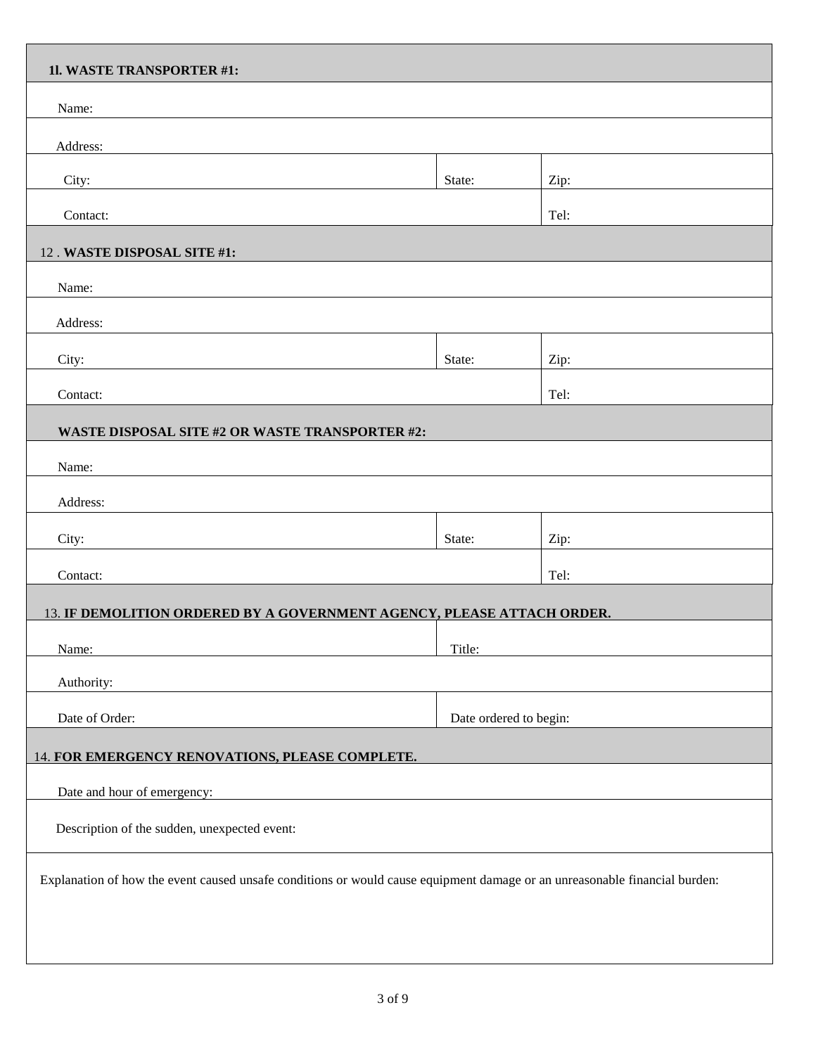| **1l. WASTE TRANSPORTER #1:** | | |
|---|---|---|
| Name: | | |
| Address: | | |
| City: | State: | Zip: |
| Contact: | | Tel: |

| **12 . WASTE DISPOSAL SITE #1:** | | |
|---|---|---|
| Name: | | |
| Address: | | |
| City: | State: | Zip: |
| Contact: | | Tel: |

| **WASTE DISPOSAL SITE #2 OR WASTE TRANSPORTER #2:** | | |
|---|---|---|
| Name: | | |
| Address: | | |
| City: | State: | Zip: |
| Contact: | | Tel: |

| 13. **IF DEMOLITION ORDERED BY A GOVERNMENT AGENCY, PLEASE ATTACH ORDER.** | |
|---|---|
| Name: | Title: |
| Authority: | |
| Date of Order: | Date ordered to begin: |

| 14. **FOR EMERGENCY RENOVATIONS, PLEASE COMPLETE.** |
|---|
| Date and hour of emergency: |
| Description of the sudden, unexpected event: |
| Explanation of how the event caused unsafe conditions or would cause equipment damage or an unreasonable financial burden: |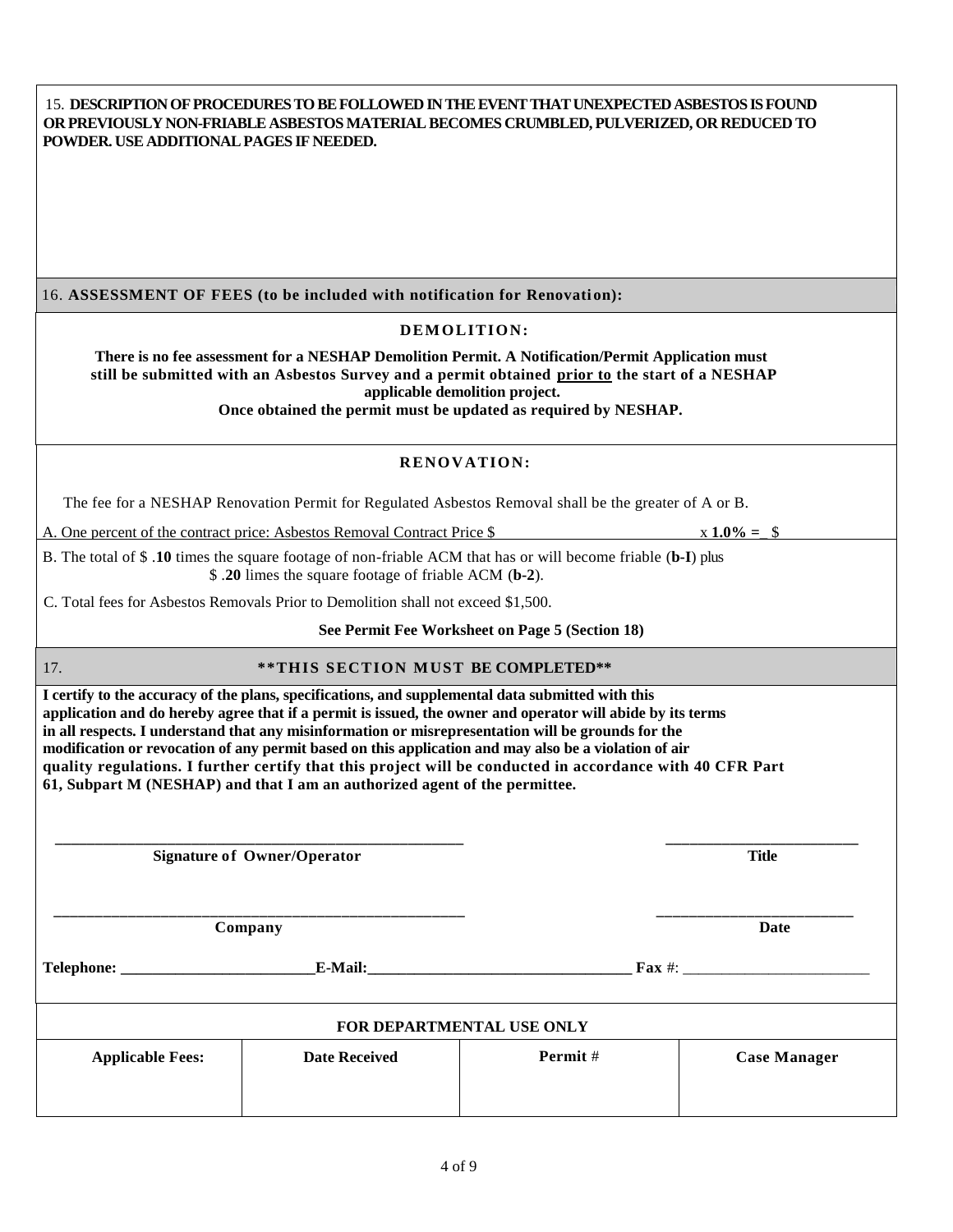**15. DESCRIPTION OF PROCEDURES TO BE FOLLOWED IN THE EVENT THAT UNEXPECTED ASBESTOS IS FOUND OR PREVIOUSLY NON-FRIABLE ASBESTOS MATERIAL BECOMES CRUMBLED, PULVERIZED, OR REDUCED TO POWDER. USE ADDITIONAL PAGES IF NEEDED.**

16. **ASSESSMENT OF FEES (to be included with notification for Renovation):**

**DEMOLITION:**

**There is no fee assessment for a NESHAP Demolition Permit. A Notification/Permit Application must still be submitted with an Asbestos Survey and a permit obtained <u>prior to</u> the start of a NESHAP applicable demolition project.**
**Once obtained the permit must be updated as required by NESHAP.**

**RENOVATION:**

The fee for a NESHAP Renovation Permit for Regulated Asbestos Removal shall be the greater of A or B.

A. One percent of the contract price: Asbestos Removal Contract Price $ x **1.0% =** _ $

B. The total of $ .**10** times the square footage of non-friable ACM that has or will become friable (**b-I**) plus $ .**20** limes the square footage of friable ACM (**b-2**).

C. Total fees for Asbestos Removals Prior to Demolition shall not exceed $1,500.

**See Permit Fee Worksheet on Page 5 (Section 18)**

17. **\*\*THIS SECTION MUST BE COMPLETED\*\***

**I certify to the accuracy of the plans, specifications, and supplemental data submitted with this application and do hereby agree that if a permit is issued, the owner and operator will abide by its terms in all respects. I understand that any misinformation or misrepresentation will be grounds for the modification or revocation of any permit based on this application and may also be a violation of air quality regulations. I further certify that this project will be conducted in accordance with 40 CFR Part 61, Subpart M (NESHAP) and that I am an authorized agent of the permittee.**

\_\_\_\_\_\_\_\_\_\_\_\_\_\_\_\_\_\_\_\_\_\_\_\_\_\_\_\_\_\_\_\_\_\_\_\_\_\_\_\_ \_\_\_\_\_\_\_\_\_\_\_\_\_\_\_\_\_\_\_\_
**Signature of Owner/Operator** **Title**

\_\_\_\_\_\_\_\_\_\_\_\_\_\_\_\_\_\_\_\_\_\_\_\_\_\_\_\_\_\_\_\_\_\_\_\_\_\_\_\_ \_\_\_\_\_\_\_\_\_\_\_\_\_\_\_\_\_\_\_\_
**Company** **Date**

**Telephone:** \_\_\_\_\_\_\_\_\_\_\_\_\_\_\_\_\_\_\_\_ **E-Mail:** \_\_\_\_\_\_\_\_\_\_\_\_\_\_\_\_\_\_\_\_\_\_\_\_\_\_ **Fax** #: \_\_\_\_\_\_\_\_\_\_\_\_\_\_\_\_\_\_\_\_

**FOR DEPARTMENTAL USE ONLY**

| **Applicable Fees:** | **Date Received** | **Permit #** | **Case Manager** |
|---|---|---|---|
| | | | |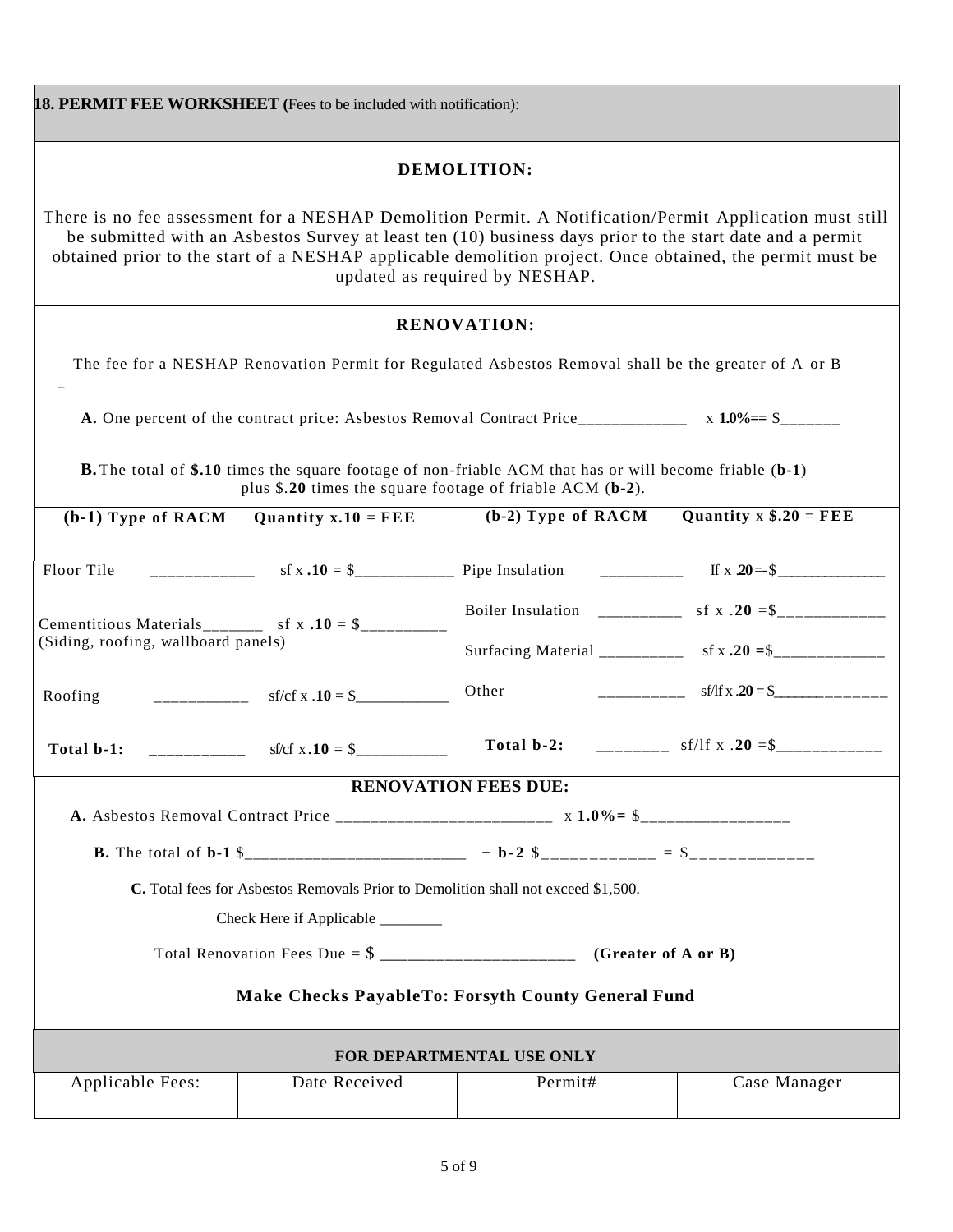**18. PERMIT FEE WORKSHEET (**Fees to be included with notification):

## DEMOLITION:

There is no fee assessment for a NESHAP Demolition Permit. A Notification/Permit Application must still be submitted with an Asbestos Survey at least ten (10) business days prior to the start date and a permit obtained prior to the start of a NESHAP applicable demolition project. Once obtained, the permit must be updated as required by NESHAP.

## RENOVATION:

The fee for a NESHAP Renovation Permit for Regulated Asbestos Removal shall be the greater of A or B –

**A.** One percent of the contract price: Asbestos Removal Contract Price_____________ x **1.0%==** $_______

**B.** The total of **$.10** times the square footage of non-friable ACM that has or will become friable (**b-1**) plus $.**20** times the square footage of friable ACM (**b-2**).

| (b-1) Type of RACM | Quantity x.10 = FEE | (b-2) Type of RACM | Quantity x $.20 = FEE |
|---|---|---|---|
| Floor Tile | ____________ sf x **.10** = $____________ | Pipe Insulation | __________ lf x **.20** = $______________ |
| Cementitious Materials_______ (Siding, roofing, wallboard panels) | sf x **.10** = $__________ | Boiler Insulation | __________ sf x .**20** =$____________ |
| | | Surfacing Material | __________ sf x **.20** =$_____________ |
| Roofing | ___________ sf/cf x .**10** = $___________ | Other | __________ sf/lf x .**20** = $______________ |
| **Total b-1:** | ___________ sf/cf x **.10** = $___________ | **Total b-2:** | ________ sf/lf x .**20** =$____________ |

**RENOVATION FEES DUE:**

**A.** Asbestos Removal Contract Price _________________________ x **1.0%=** $_________________

**B.** The total of **b-1** $_________________________ + **b-2** $____________ = $_____________

**C.** Total fees for Asbestos Removals Prior to Demolition shall not exceed $1,500.

Check Here if Applicable ________

Total Renovation Fees Due = $ ______________________ **(Greater of A or B)**

**Make Checks PayableTo: Forsyth County General Fund**

**FOR DEPARTMENTAL USE ONLY**

| Applicable Fees: | Date Received | Permit# | Case Manager |
|---|---|---|---|
| | | | |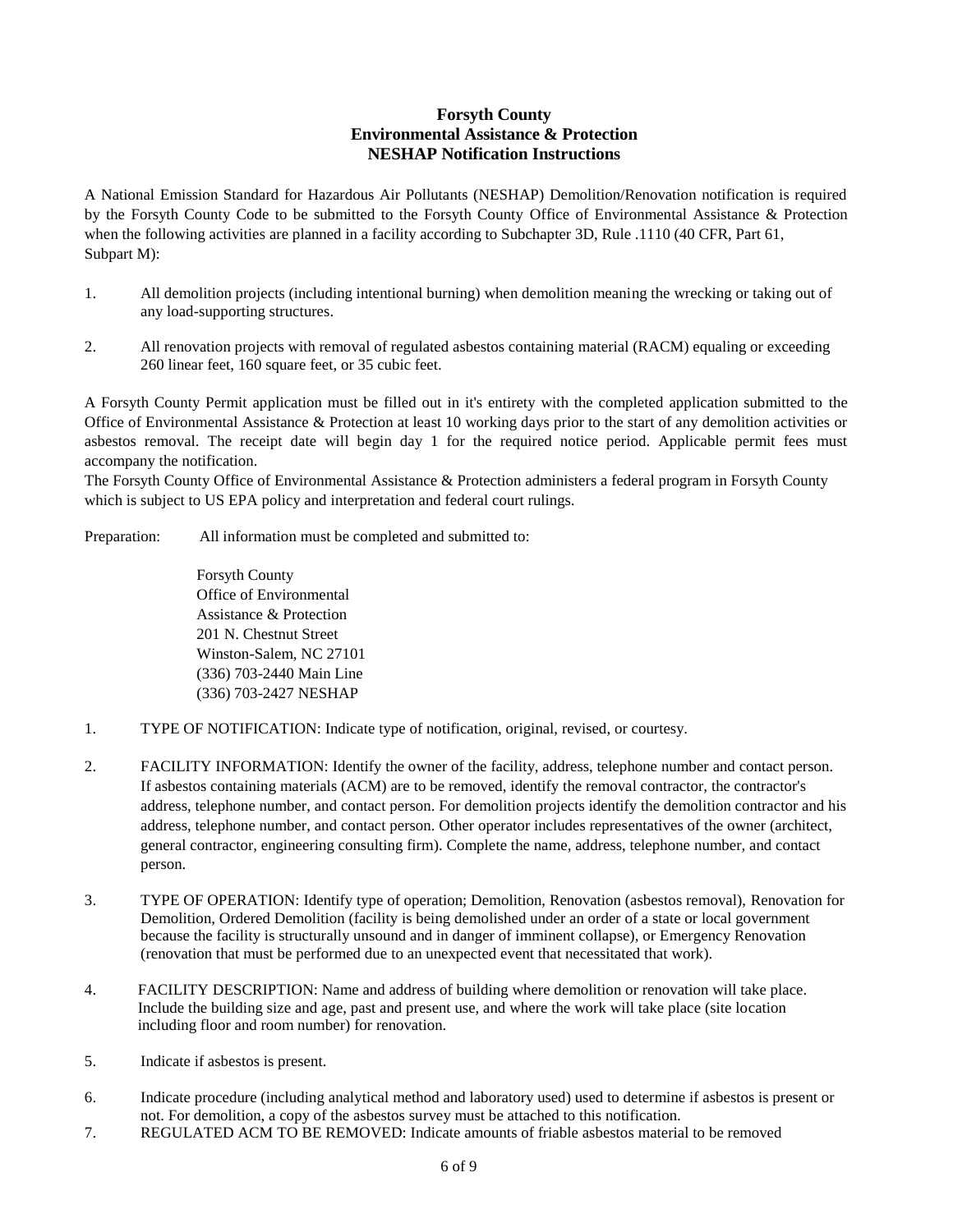# Forsyth County
## Environmental Assistance & Protection
## NESHAP Notification Instructions

A National Emission Standard for Hazardous Air Pollutants (NESHAP) Demolition/Renovation notification is required by the Forsyth County Code to be submitted to the Forsyth County Office of Environmental Assistance & Protection when the following activities are planned in a facility according to Subchapter 3D, Rule .1110 (40 CFR, Part 61, Subpart M):

1. All demolition projects (including intentional burning) when demolition meaning the wrecking or taking out of any load-supporting structures.

2. All renovation projects with removal of regulated asbestos containing material (RACM) equaling or exceeding 260 linear feet, 160 square feet, or 35 cubic feet.

A Forsyth County Permit application must be filled out in it's entirety with the completed application submitted to the Office of Environmental Assistance & Protection at least 10 working days prior to the start of any demolition activities or asbestos removal. The receipt date will begin day 1 for the required notice period. Applicable permit fees must accompany the notification.

The Forsyth County Office of Environmental Assistance & Protection administers a federal program in Forsyth County which is subject to US EPA policy and interpretation and federal court rulings.

Preparation: All information must be completed and submitted to:

Forsyth County  
Office of Environmental  
Assistance & Protection  
201 N. Chestnut Street  
Winston-Salem, NC 27101  
(336) 703-2440 Main Line  
(336) 703-2427 NESHAP

1. TYPE OF NOTIFICATION: Indicate type of notification, original, revised, or courtesy.

2. FACILITY INFORMATION: Identify the owner of the facility, address, telephone number and contact person. If asbestos containing materials (ACM) are to be removed, identify the removal contractor, the contractor's address, telephone number, and contact person. For demolition projects identify the demolition contractor and his address, telephone number, and contact person. Other operator includes representatives of the owner (architect, general contractor, engineering consulting firm). Complete the name, address, telephone number, and contact person.

3. TYPE OF OPERATION: Identify type of operation; Demolition, Renovation (asbestos removal), Renovation for Demolition, Ordered Demolition (facility is being demolished under an order of a state or local government because the facility is structurally unsound and in danger of imminent collapse), or Emergency Renovation (renovation that must be performed due to an unexpected event that necessitated that work).

4. FACILITY DESCRIPTION: Name and address of building where demolition or renovation will take place. Include the building size and age, past and present use, and where the work will take place (site location including floor and room number) for renovation.

5. Indicate if asbestos is present.

6. Indicate procedure (including analytical method and laboratory used) used to determine if asbestos is present or not. For demolition, a copy of the asbestos survey must be attached to this notification.

7. REGULATED ACM TO BE REMOVED: Indicate amounts of friable asbestos material to be removed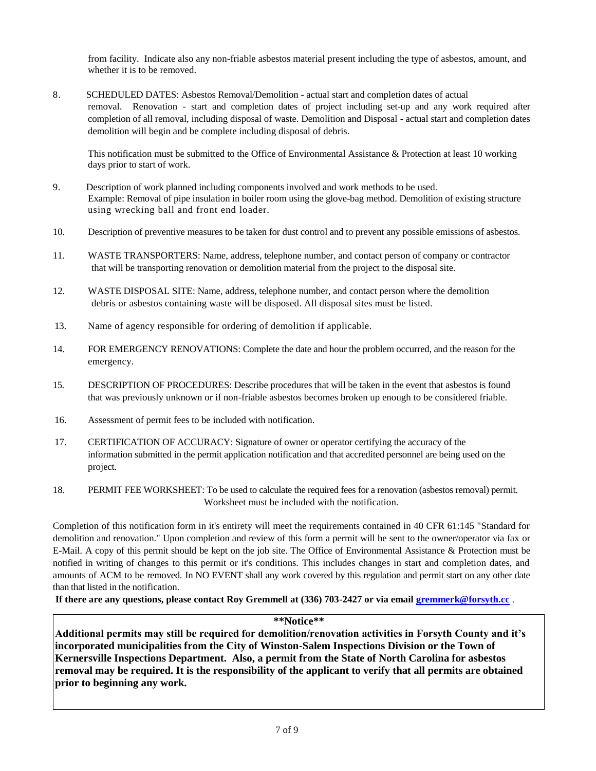from facility. Indicate also any non-friable asbestos material present including the type of asbestos, amount, and whether it is to be removed.

8. SCHEDULED DATES: Asbestos Removal/Demolition - actual start and completion dates of actual removal. Renovation - start and completion dates of project including set-up and any work required after completion of all removal, including disposal of waste. Demolition and Disposal - actual start and completion dates demolition will begin and be complete including disposal of debris.

   This notification must be submitted to the Office of Environmental Assistance & Protection at least 10 working days prior to start of work.

9. Description of work planned including components involved and work methods to be used. Example: Removal of pipe insulation in boiler room using the glove-bag method. Demolition of existing structure using wrecking ball and front end loader.

10. Description of preventive measures to be taken for dust control and to prevent any possible emissions of asbestos.

11. WASTE TRANSPORTERS: Name, address, telephone number, and contact person of company or contractor that will be transporting renovation or demolition material from the project to the disposal site.

12. WASTE DISPOSAL SITE: Name, address, telephone number, and contact person where the demolition debris or asbestos containing waste will be disposed. All disposal sites must be listed.

13. Name of agency responsible for ordering of demolition if applicable.

14. FOR EMERGENCY RENOVATIONS: Complete the date and hour the problem occurred, and the reason for the emergency.

15. DESCRIPTION OF PROCEDURES: Describe procedures that will be taken in the event that asbestos is found that was previously unknown or if non-friable asbestos becomes broken up enough to be considered friable.

16. Assessment of permit fees to be included with notification.

17. CERTIFICATION OF ACCURACY: Signature of owner or operator certifying the accuracy of the information submitted in the permit application notification and that accredited personnel are being used on the project.

18. PERMIT FEE WORKSHEET: To be used to calculate the required fees for a renovation (asbestos removal) permit. Worksheet must be included with the notification.

Completion of this notification form in it's entirety will meet the requirements contained in 40 CFR 61:145 "Standard for demolition and renovation." Upon completion and review of this form a permit will be sent to the owner/operator via fax or E-Mail. A copy of this permit should be kept on the job site. The Office of Environmental Assistance & Protection must be notified in writing of changes to this permit or it's conditions. This includes changes in start and completion dates, and amounts of ACM to be removed. In NO EVENT shall any work covered by this regulation and permit start on any other date than that listed in the notification.

**If there are any questions, please contact Roy Gremmell at (336) 703-2427 or via email [gremmerk@forsyth.cc](mailto:gremmerk@forsyth.cc)** .

**\*\*Notice\*\***

**Additional permits may still be required for demolition/renovation activities in Forsyth County and it's incorporated municipalities from the City of Winston-Salem Inspections Division or the Town of Kernersville Inspections Department. Also, a permit from the State of North Carolina for asbestos removal may be required. It is the responsibility of the applicant to verify that all permits are obtained prior to beginning any work.**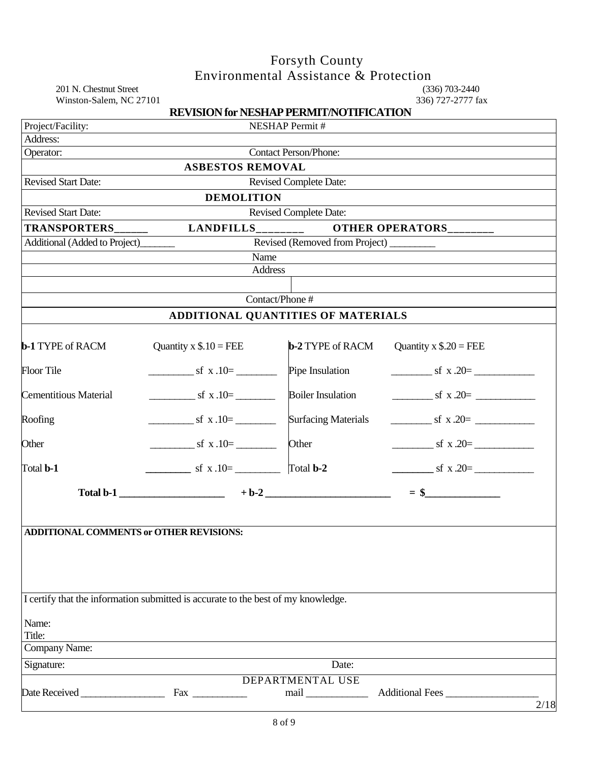# Forsyth County
## Environmental Assistance & Protection

201 N. Chestnut Street
Winston-Salem, NC 27101

(336) 703-2440
336) 727-2777 fax

### REVISION for NESHAP PERMIT/NOTIFICATION

| Project/Facility: | NESHAP Permit # |
|---|---|
| Address: | |
| Operator: | Contact Person/Phone: |

**ASBESTOS REMOVAL**

| Revised Start Date: | Revised Complete Date: |
|---|---|

**DEMOLITION**

| Revised Start Date: | Revised Complete Date: |
|---|---|

**TRANSPORTERS______ LANDFILLS________ OTHER OPERATORS________**

Additional (Added to Project)_______ Revised (Removed from Project) _________

Name

Address

Contact/Phone #

**ADDITIONAL QUANTITIES OF MATERIALS**

| **b-1** TYPE of RACM | Quantity x $.10 = FEE | **b-2** TYPE of RACM | Quantity x $.20 = FEE |
|---|---|---|---|
| Floor Tile | _________ sf x .10= ________ | Pipe Insulation | ________ sf x .20= ____________ |
| Cementitious Material | _________ sf x .10= ________ | Boiler Insulation | ________ sf x .20= ____________ |
| Roofing | _________ sf x .10= ________ | Surfacing Materials | ________ sf x .20= ____________ |
| Other | _________ sf x .10= ________ | Other | ________ sf x .20= ____________ |
| Total **b-1** | _________ sf x .10= _________ | Total **b-2** | ________ sf x .20= ____________ |

**Total b-1 _____________________ + b-2 _________________________ = $_______________**

**ADDITIONAL COMMENTS or OTHER REVISIONS:**

I certify that the information submitted is accurate to the best of my knowledge.

Name:
Title:

Company Name:

Signature: Date:

DEPARTMENTAL USE

Date Received _________________ Fax ___________ mail ____________ Additional Fees ___________________

2/18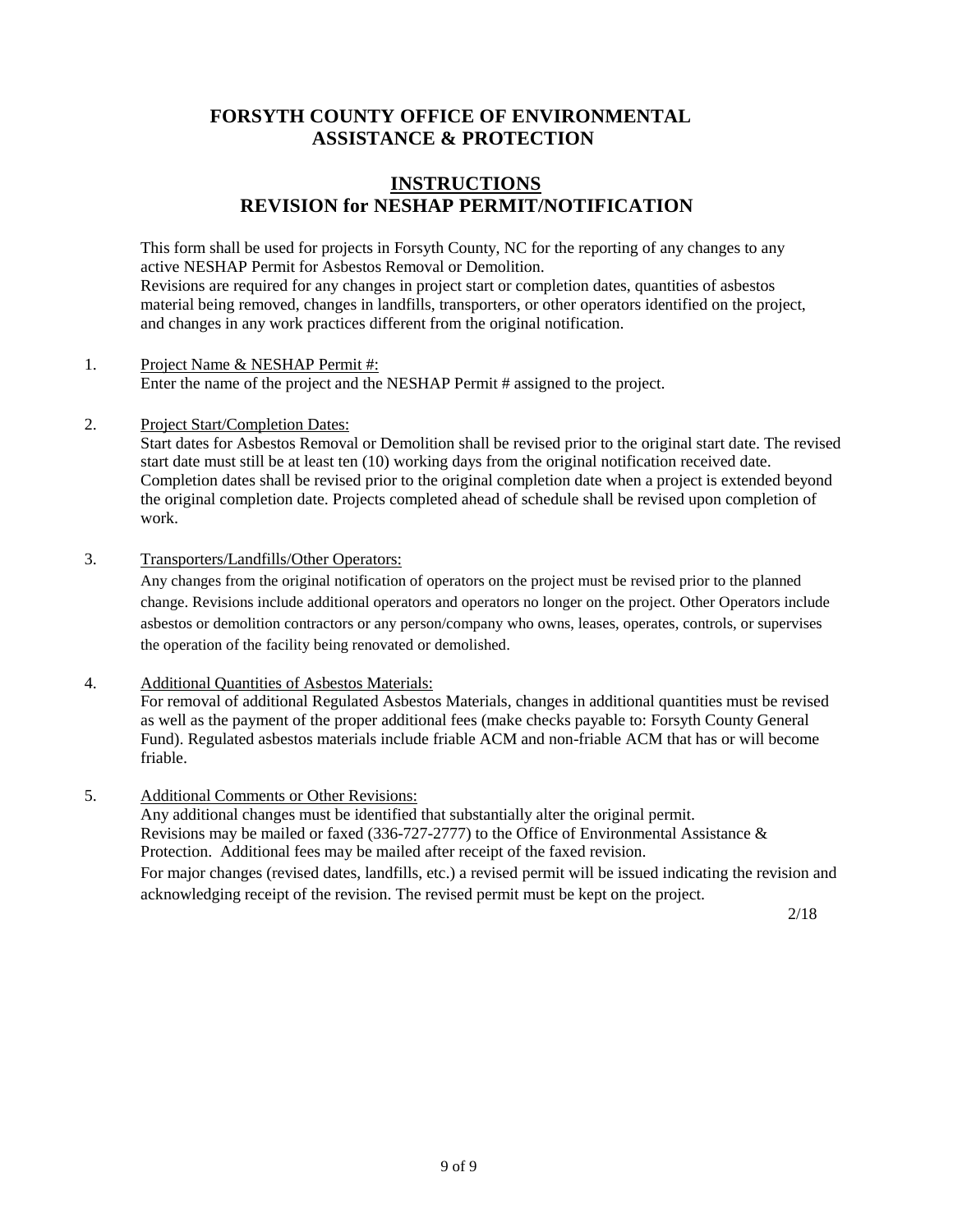# FORSYTH COUNTY OFFICE OF ENVIRONMENTAL ASSISTANCE & PROTECTION

## INSTRUCTIONS
## REVISION for NESHAP PERMIT/NOTIFICATION

This form shall be used for projects in Forsyth County, NC for the reporting of any changes to any active NESHAP Permit for Asbestos Removal or Demolition.
Revisions are required for any changes in project start or completion dates, quantities of asbestos material being removed, changes in landfills, transporters, or other operators identified on the project, and changes in any work practices different from the original notification.

1. Project Name & NESHAP Permit #:
   Enter the name of the project and the NESHAP Permit # assigned to the project.

2. Project Start/Completion Dates:
   Start dates for Asbestos Removal or Demolition shall be revised prior to the original start date. The revised start date must still be at least ten (10) working days from the original notification received date. Completion dates shall be revised prior to the original completion date when a project is extended beyond the original completion date. Projects completed ahead of schedule shall be revised upon completion of work.

3. Transporters/Landfills/Other Operators:
   Any changes from the original notification of operators on the project must be revised prior to the planned change. Revisions include additional operators and operators no longer on the project. Other Operators include asbestos or demolition contractors or any person/company who owns, leases, operates, controls, or supervises the operation of the facility being renovated or demolished.

4. Additional Quantities of Asbestos Materials:
   For removal of additional Regulated Asbestos Materials, changes in additional quantities must be revised as well as the payment of the proper additional fees (make checks payable to: Forsyth County General Fund). Regulated asbestos materials include friable ACM and non-friable ACM that has or will become friable.

5. Additional Comments or Other Revisions:
   Any additional changes must be identified that substantially alter the original permit.
   Revisions may be mailed or faxed (336-727-2777) to the Office of Environmental Assistance & Protection. Additional fees may be mailed after receipt of the faxed revision.
   For major changes (revised dates, landfills, etc.) a revised permit will be issued indicating the revision and acknowledging receipt of the revision. The revised permit must be kept on the project.

2/18